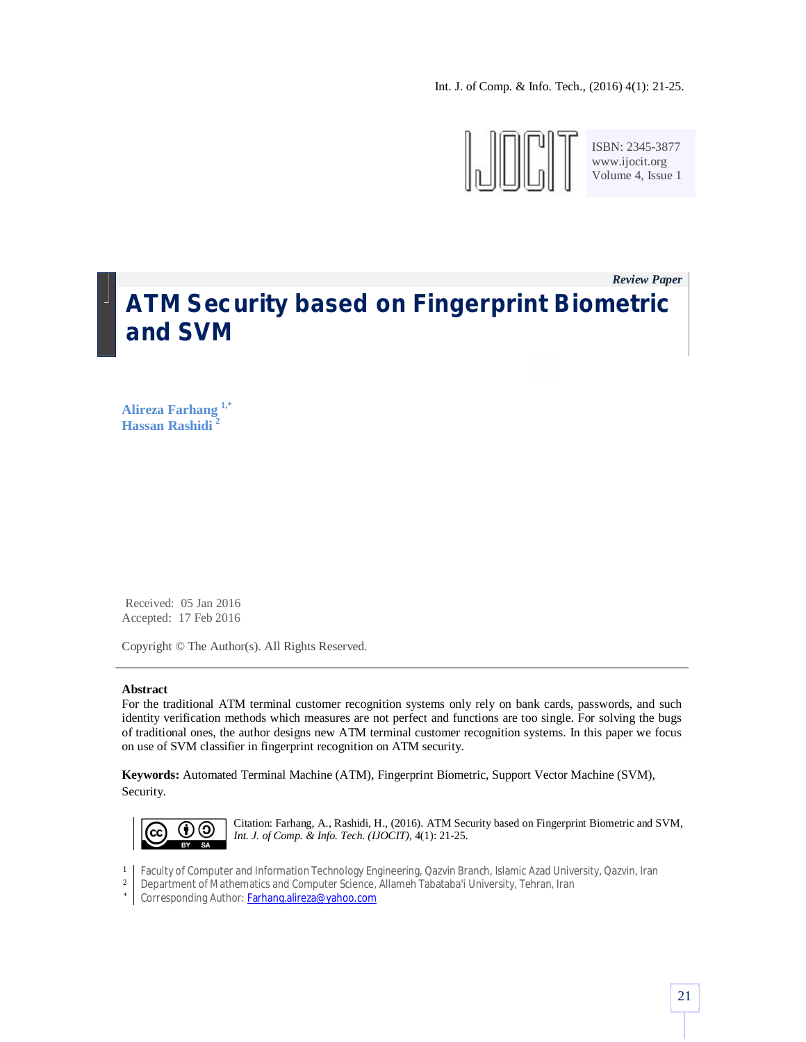*Review Paper*

# ATM Security based on Fingerprint Biometric and SVM

**Alireza Farhang** [1,*]
**Hassan Rashidi** [2]

Received: 05 Jan 2016
Accepted: 17 Feb 2016

Copyright © The Author(s). All Rights Reserved.

---

**Abstract**

For the traditional ATM terminal customer recognition systems only rely on bank cards, passwords, and such identity verification methods which measures are not perfect and functions are too single. For solving the bugs of traditional ones, the author designs new ATM terminal customer recognition systems. In this paper we focus on use of SVM classifier in fingerprint recognition on ATM security.

**Keywords:** Automated Terminal Machine (ATM), Fingerprint Biometric, Support Vector Machine (SVM), Security.

Citation: Farhang, A., Rashidi, H., (2016). ATM Security based on Fingerprint Biometric and SVM, *Int. J. of Comp. & Info. Tech. (IJOCIT)*, 4(1): 21-25.

[1] Faculty of Computer and Information Technology Engineering, Qazvin Branch, Islamic Azad University, Qazvin, Iran
[2] Department of Mathematics and Computer Science, Allameh Tabataba'i University, Tehran, Iran
[*] Corresponding Author: Farhang.alireza@yahoo.com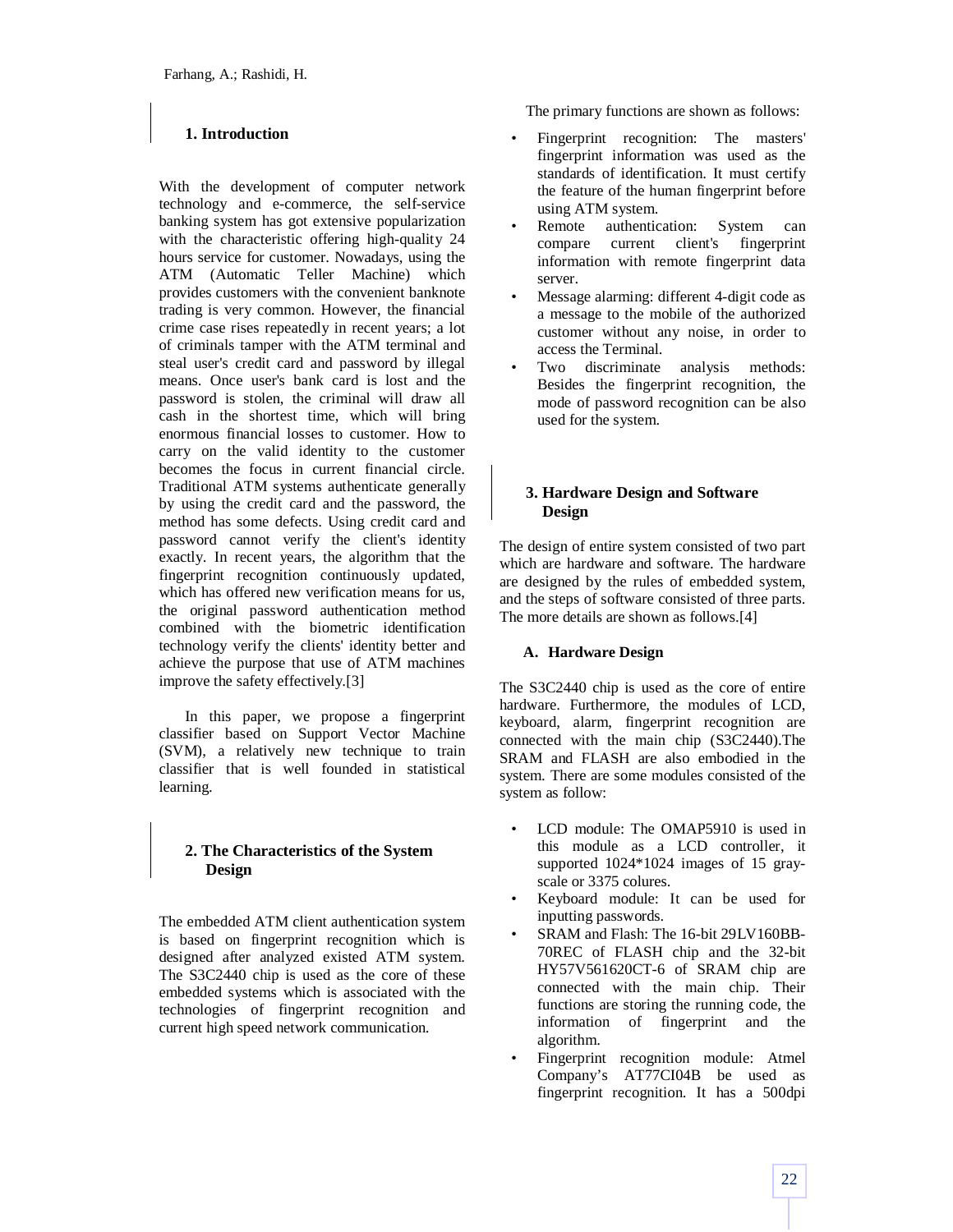## 1. Introduction

With the development of computer network technology and e-commerce, the self-service banking system has got extensive popularization with the characteristic offering high-quality 24 hours service for customer. Nowadays, using the ATM (Automatic Teller Machine) which provides customers with the convenient banknote trading is very common. However, the financial crime case rises repeatedly in recent years; a lot of criminals tamper with the ATM terminal and steal user's credit card and password by illegal means. Once user's bank card is lost and the password is stolen, the criminal will draw all cash in the shortest time, which will bring enormous financial losses to customer. How to carry on the valid identity to the customer becomes the focus in current financial circle. Traditional ATM systems authenticate generally by using the credit card and the password, the method has some defects. Using credit card and password cannot verify the client's identity exactly. In recent years, the algorithm that the fingerprint recognition continuously updated, which has offered new verification means for us, the original password authentication method combined with the biometric identification technology verify the clients' identity better and achieve the purpose that use of ATM machines improve the safety effectively.[3]

In this paper, we propose a fingerprint classifier based on Support Vector Machine (SVM), a relatively new technique to train classifier that is well founded in statistical learning.

## 2. The Characteristics of the System Design

The embedded ATM client authentication system is based on fingerprint recognition which is designed after analyzed existed ATM system. The S3C2440 chip is used as the core of these embedded systems which is associated with the technologies of fingerprint recognition and current high speed network communication.

The primary functions are shown as follows:

- Fingerprint recognition: The masters' fingerprint information was used as the standards of identification. It must certify the feature of the human fingerprint before using ATM system.
- Remote authentication: System can compare current client's fingerprint information with remote fingerprint data server.
- Message alarming: different 4-digit code as a message to the mobile of the authorized customer without any noise, in order to access the Terminal.
- Two discriminate analysis methods: Besides the fingerprint recognition, the mode of password recognition can be also used for the system.

## 3. Hardware Design and Software Design

The design of entire system consisted of two part which are hardware and software. The hardware are designed by the rules of embedded system, and the steps of software consisted of three parts. The more details are shown as follows.[4]

### A. Hardware Design

The S3C2440 chip is used as the core of entire hardware. Furthermore, the modules of LCD, keyboard, alarm, fingerprint recognition are connected with the main chip (S3C2440).The SRAM and FLASH are also embodied in the system. There are some modules consisted of the system as follow:

- LCD module: The OMAP5910 is used in this module as a LCD controller, it supported 1024*1024 images of 15 gray-scale or 3375 colures.
- Keyboard module: It can be used for inputting passwords.
- SRAM and Flash: The 16-bit 29LV160BB-70REC of FLASH chip and the 32-bit HY57V561620CT-6 of SRAM chip are connected with the main chip. Their functions are storing the running code, the information of fingerprint and the algorithm.
- Fingerprint recognition module: Atmel Company's AT77CI04B be used as fingerprint recognition. It has a 500dpi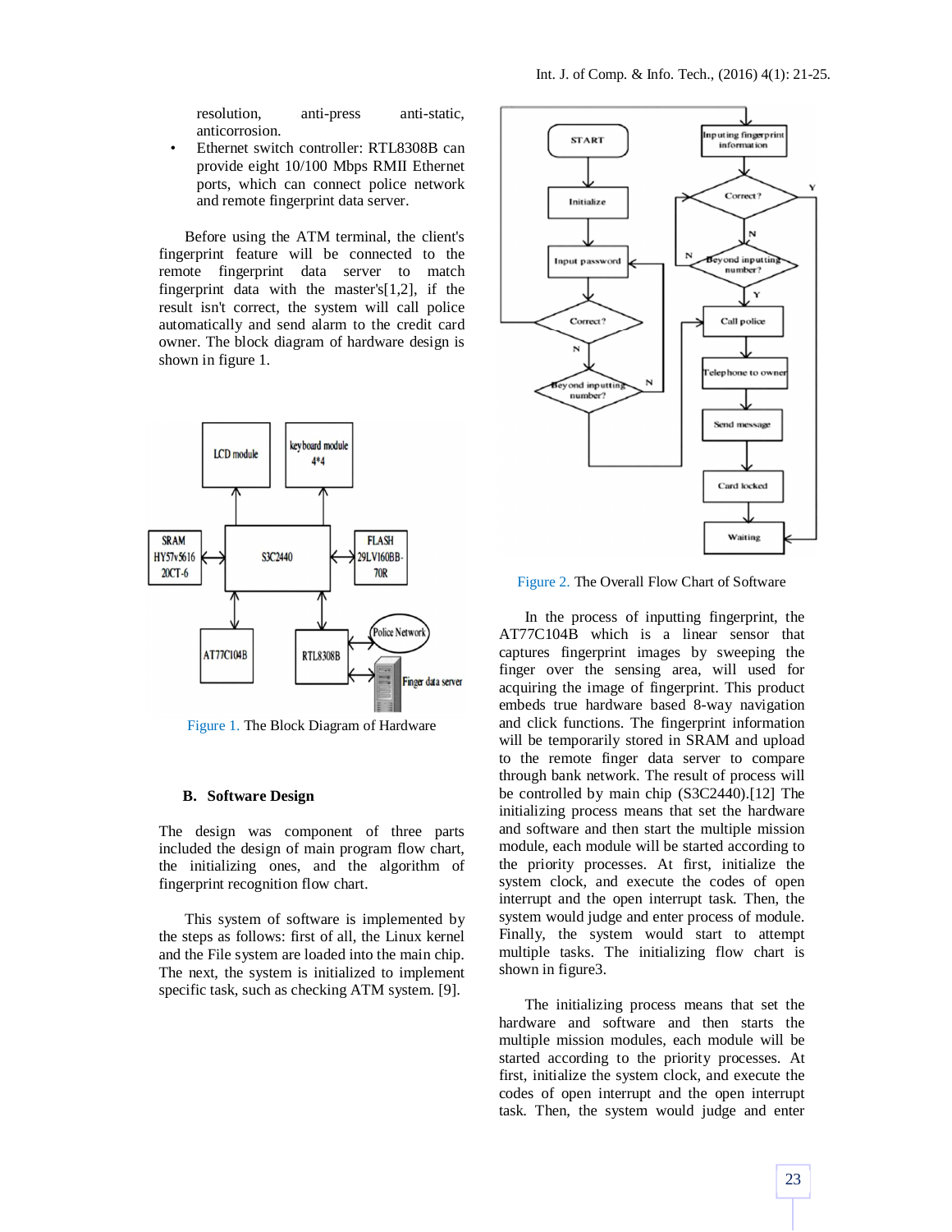resolution, anti-press anti-static, anticorrosion.

- Ethernet switch controller: RTL8308B can provide eight 10/100 Mbps RMII Ethernet ports, which can connect police network and remote fingerprint data server.

Before using the ATM terminal, the client's fingerprint feature will be connected to the remote fingerprint data server to match fingerprint data with the master's[1,2], if the result isn't correct, the system will call police automatically and send alarm to the credit card owner. The block diagram of hardware design is shown in figure 1.

Figure 1. The Block Diagram of Hardware

### B. Software Design

The design was component of three parts included the design of main program flow chart, the initializing ones, and the algorithm of fingerprint recognition flow chart.

This system of software is implemented by the steps as follows: first of all, the Linux kernel and the File system are loaded into the main chip. The next, the system is initialized to implement specific task, such as checking ATM system. [9].

Figure 2. The Overall Flow Chart of Software

In the process of inputting fingerprint, the AT77C104B which is a linear sensor that captures fingerprint images by sweeping the finger over the sensing area, will be used for acquiring the image of fingerprint. This product embeds true hardware based 8-way navigation and click functions. The fingerprint information will be temporarily stored in SRAM and upload to the remote finger data server to compare through bank network. The result of process will be controlled by main chip (S3C2440).[12] The initializing process means that set the hardware and software and then start the multiple mission module, each module will be started according to the priority processes. At first, initialize the system clock, and execute the codes of open interrupt and the open interrupt task. Then, the system would judge and enter process of module. Finally, the system would start to attempt multiple tasks. The initializing flow chart is shown in figure3.

The initializing process means that set the hardware and software and then starts the multiple mission modules, each module will be started according to the priority processes. At first, initialize the system clock, and execute the codes of open interrupt and the open interrupt task. Then, the system would judge and enter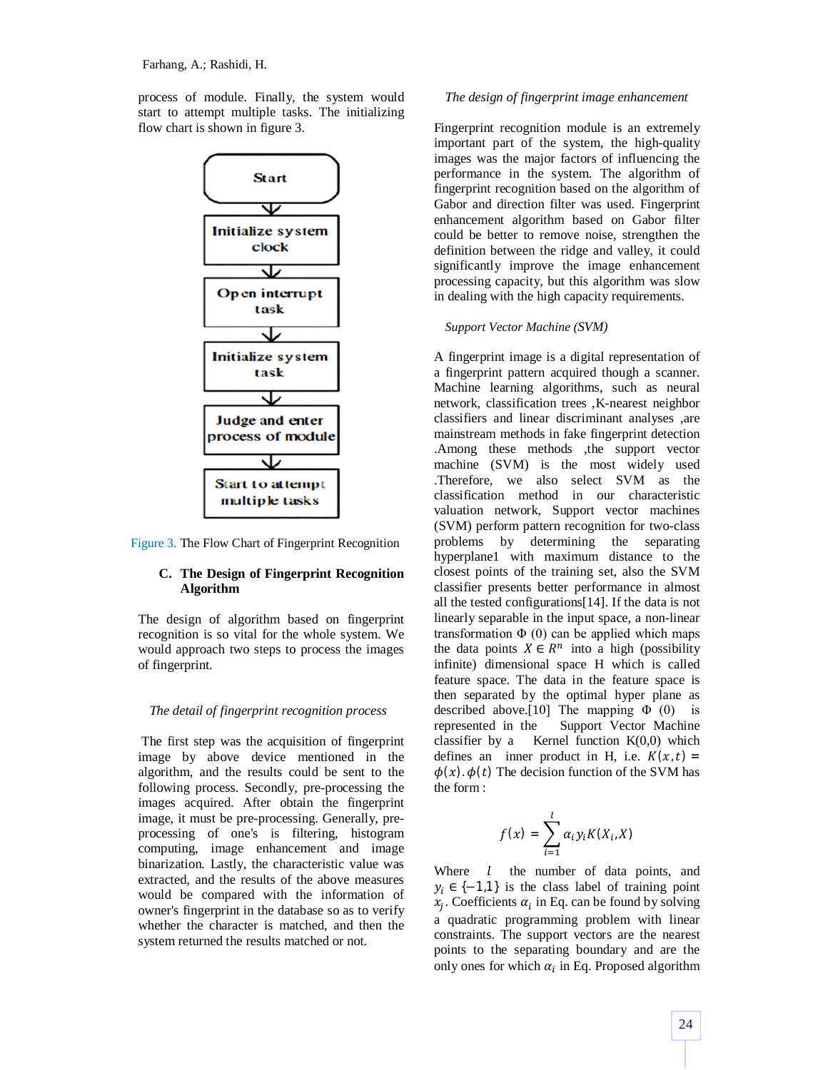process of module. Finally, the system would start to attempt multiple tasks. The initializing flow chart is shown in figure 3.

Start → Initialize system clock → Open interrupt task → Initialize system task → Judge and enter process of module → Start to attempt multiple tasks

Figure 3. The Flow Chart of Fingerprint Recognition

### C. The Design of Fingerprint Recognition Algorithm

The design of algorithm based on fingerprint recognition is so vital for the whole system. We would approach two steps to process the images of fingerprint.

*The detail of fingerprint recognition process*

The first step was the acquisition of fingerprint image by above device mentioned in the algorithm, and the results could be sent to the following process. Secondly, pre-processing the images acquired. After obtain the fingerprint image, it must be pre-processing. Generally, pre-processing of one's is filtering, histogram computing, image enhancement and image binarization. Lastly, the characteristic value was extracted, and the results of the above measures would be compared with the information of owner's fingerprint in the database so as to verify whether the character is matched, and then the system returned the results matched or not.

*The design of fingerprint image enhancement*

Fingerprint recognition module is an extremely important part of the system, the high-quality images was the major factors of influencing the performance in the system. The algorithm of fingerprint recognition based on the algorithm of Gabor and direction filter was used. Fingerprint enhancement algorithm based on Gabor filter could be better to remove noise, strengthen the definition between the ridge and valley, it could significantly improve the image enhancement processing capacity, but this algorithm was slow in dealing with the high capacity requirements.

*Support Vector Machine (SVM)*

A fingerprint image is a digital representation of a fingerprint pattern acquired though a scanner. Machine learning algorithms, such as neural network, classification trees ,K-nearest neighbor classifiers and linear discriminant analyses ,are mainstream methods in fake fingerprint detection .Among these methods ,the support vector machine (SVM) is the most widely used .Therefore, we also select SVM as the classification method in our characteristic valuation network, Support vector machines (SVM) perform pattern recognition for two-class problems by determining the separating hyperplane1 with maximum distance to the closest points of the training set, also the SVM classifier presents better performance in almost all the tested configurations[14]. If the data is not linearly separable in the input space, a non-linear transformation Φ (0) can be applied which maps the data points $X \in R^n$ into a high (possibility infinite) dimensional space H which is called feature space. The data in the feature space is then separated by the optimal hyper plane as described above.[10] The mapping Φ (0) is represented in the Support Vector Machine classifier by a Kernel function K(0,0) which defines an inner product in H, i.e. $K(x,t) = \phi(x).\phi(t)$ The decision function of the SVM has the form :

$$f(x) = \sum_{i=1}^{l} \alpha_i y_i K(X_i, X)$$

Where $l$ the number of data points, and $y_i \in \{-1,1\}$ is the class label of training point $x_j$. Coefficients $\alpha_i$ in Eq. can be found by solving a quadratic programming problem with linear constraints. The support vectors are the nearest points to the separating boundary and are the only ones for which $\alpha_i$ in Eq. Proposed algorithm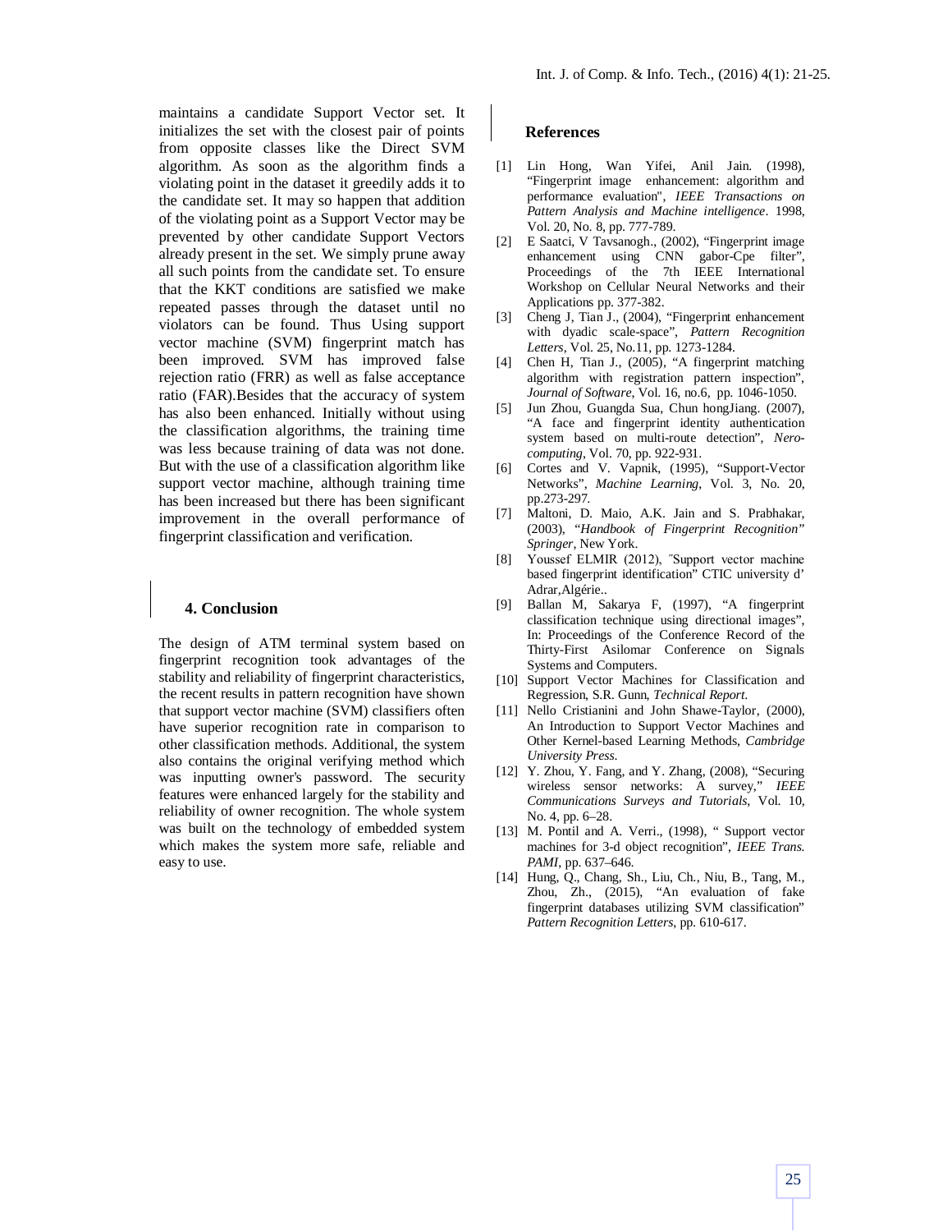maintains a candidate Support Vector set. It initializes the set with the closest pair of points from opposite classes like the Direct SVM algorithm. As soon as the algorithm finds a violating point in the dataset it greedily adds it to the candidate set. It may so happen that addition of the violating point as a Support Vector may be prevented by other candidate Support Vectors already present in the set. We simply prune away all such points from the candidate set. To ensure that the KKT conditions are satisfied we make repeated passes through the dataset until no violators can be found. Thus Using support vector machine (SVM) fingerprint match has been improved. SVM has improved false rejection ratio (FRR) as well as false acceptance ratio (FAR).Besides that the accuracy of system has also been enhanced. Initially without using the classification algorithms, the training time was less because training of data was not done. But with the use of a classification algorithm like support vector machine, although training time has been increased but there has been significant improvement in the overall performance of fingerprint classification and verification.

## 4. Conclusion

The design of ATM terminal system based on fingerprint recognition took advantages of the stability and reliability of fingerprint characteristics, the recent results in pattern recognition have shown that support vector machine (SVM) classifiers often have superior recognition rate in comparison to other classification methods. Additional, the system also contains the original verifying method which was inputting owner's password. The security features were enhanced largely for the stability and reliability of owner recognition. The whole system was built on the technology of embedded system which makes the system more safe, reliable and easy to use.

## References

[1] Lin Hong, Wan Yifei, Anil Jain. (1998), "Fingerprint image enhancement: algorithm and performance evaluation", *IEEE Transactions on Pattern Analysis and Machine intelligence*. 1998, Vol. 20, No. 8, pp. 777-789.

[2] E Saatci, V Tavsanogh., (2002), "Fingerprint image enhancement using CNN gabor-Cpe filter", Proceedings of the 7th IEEE International Workshop on Cellular Neural Networks and their Applications pp. 377-382.

[3] Cheng J, Tian J., (2004), "Fingerprint enhancement with dyadic scale-space", *Pattern Recognition Letters*, Vol. 25, No.11, pp. 1273-1284.

[4] Chen H, Tian J., (2005), "A fingerprint matching algorithm with registration pattern inspection", *Journal of Software*, Vol. 16, no.6, pp. 1046-1050.

[5] Jun Zhou, Guangda Sua, Chun hongJiang. (2007), "A face and fingerprint identity authentication system based on multi-route detection", *Nero-computing*, Vol. 70, pp. 922-931.

[6] Cortes and V. Vapnik, (1995), "Support-Vector Networks", *Machine Learning*, Vol. 3, No. 20, pp.273-297.

[7] Maltoni, D. Maio, A.K. Jain and S. Prabhakar, (2003), "*Handbook of Fingerprint Recognition*" *Springer*, New York.

[8] Youssef ELMIR (2012), ˝Support vector machine based fingerprint identification" CTIC university d' Adrar,Algérie..

[9] Ballan M, Sakarya F, (1997), "A fingerprint classification technique using directional images", In: Proceedings of the Conference Record of the Thirty-First Asilomar Conference on Signals Systems and Computers.

[10] Support Vector Machines for Classification and Regression, S.R. Gunn, *Technical Report*.

[11] Nello Cristianini and John Shawe-Taylor, (2000), An Introduction to Support Vector Machines and Other Kernel-based Learning Methods, *Cambridge University Press*.

[12] Y. Zhou, Y. Fang, and Y. Zhang, (2008), "Securing wireless sensor networks: A survey," *IEEE Communications Surveys and Tutorials*, Vol. 10, No. 4, pp. 6–28.

[13] M. Pontil and A. Verri., (1998), " Support vector machines for 3-d object recognition", *IEEE Trans. PAMI*, pp. 637–646.

[14] Hung, Q., Chang, Sh., Liu, Ch., Niu, B., Tang, M., Zhou, Zh., (2015), "An evaluation of fake fingerprint databases utilizing SVM classification" *Pattern Recognition Letters*, pp. 610-617.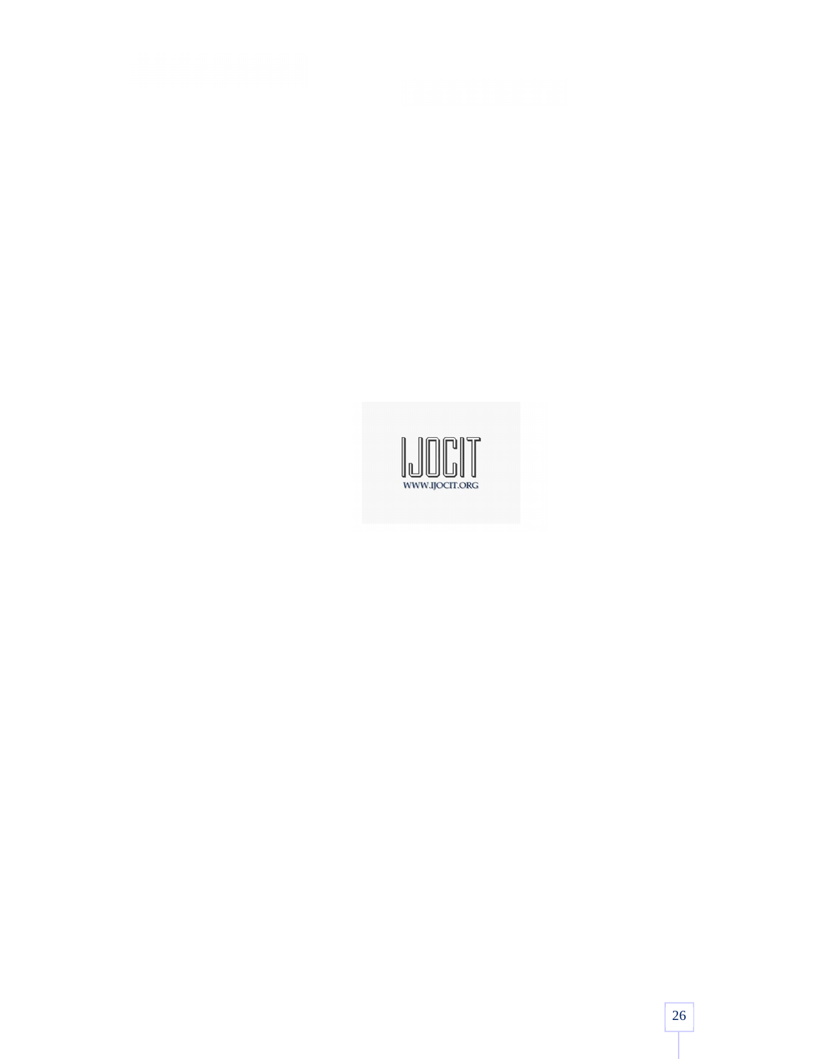IJOCIT

WWW.IJOCIT.ORG